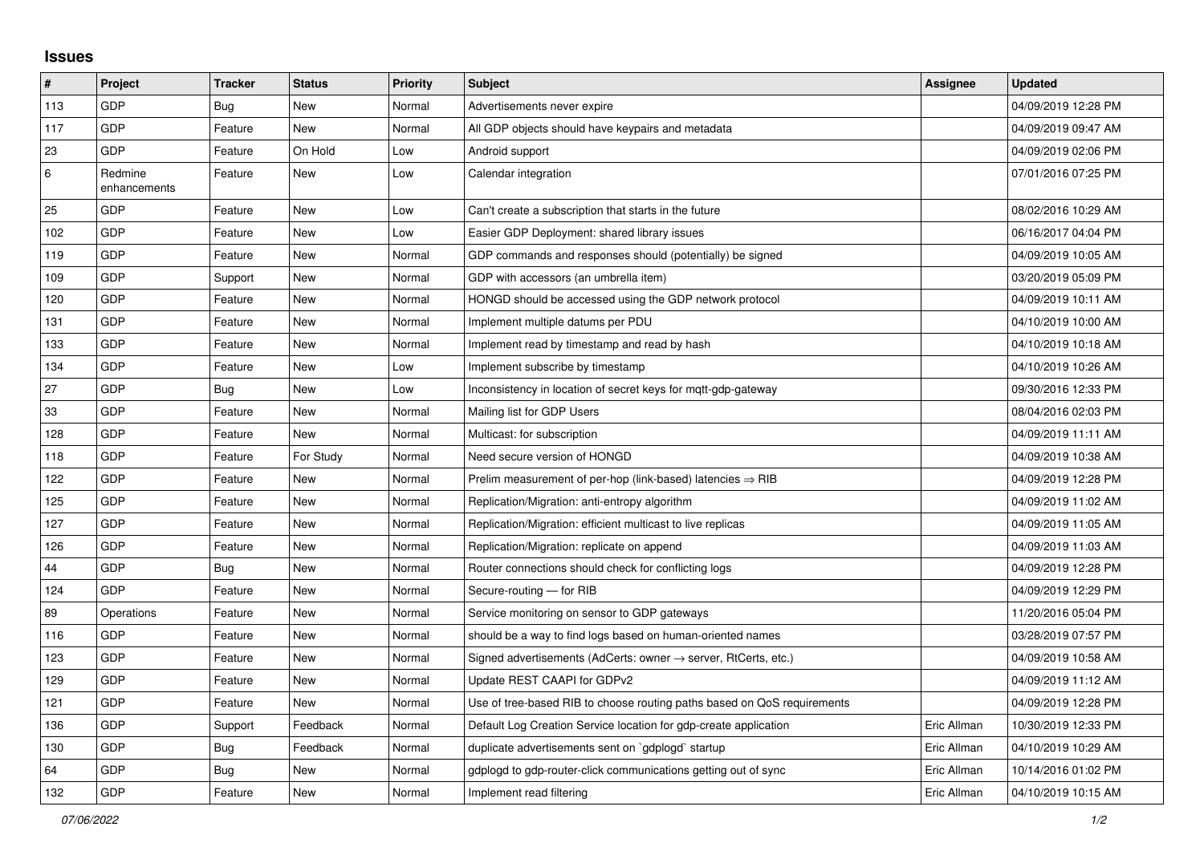## Issues

| # | Project | Tracker | Status | Priority | Subject | Assignee | Updated |
|---|---|---|---|---|---|---|---|
| 113 | GDP | Bug | New | Normal | Advertisements never expire | | 04/09/2019 12:28 PM |
| 117 | GDP | Feature | New | Normal | All GDP objects should have keypairs and metadata | | 04/09/2019 09:47 AM |
| 23 | GDP | Feature | On Hold | Low | Android support | | 04/09/2019 02:06 PM |
| 6 | Redmine enhancements | Feature | New | Low | Calendar integration | | 07/01/2016 07:25 PM |
| 25 | GDP | Feature | New | Low | Can't create a subscription that starts in the future | | 08/02/2016 10:29 AM |
| 102 | GDP | Feature | New | Low | Easier GDP Deployment: shared library issues | | 06/16/2017 04:04 PM |
| 119 | GDP | Feature | New | Normal | GDP commands and responses should (potentially) be signed | | 04/09/2019 10:05 AM |
| 109 | GDP | Support | New | Normal | GDP with accessors (an umbrella item) | | 03/20/2019 05:09 PM |
| 120 | GDP | Feature | New | Normal | HONGD should be accessed using the GDP network protocol | | 04/09/2019 10:11 AM |
| 131 | GDP | Feature | New | Normal | Implement multiple datums per PDU | | 04/10/2019 10:00 AM |
| 133 | GDP | Feature | New | Normal | Implement read by timestamp and read by hash | | 04/10/2019 10:18 AM |
| 134 | GDP | Feature | New | Low | Implement subscribe by timestamp | | 04/10/2019 10:26 AM |
| 27 | GDP | Bug | New | Low | Inconsistency in location of secret keys for mqtt-gdp-gateway | | 09/30/2016 12:33 PM |
| 33 | GDP | Feature | New | Normal | Mailing list for GDP Users | | 08/04/2016 02:03 PM |
| 128 | GDP | Feature | New | Normal | Multicast: for subscription | | 04/09/2019 11:11 AM |
| 118 | GDP | Feature | For Study | Normal | Need secure version of HONGD | | 04/09/2019 10:38 AM |
| 122 | GDP | Feature | New | Normal | Prelim measurement of per-hop (link-based) latencies ⇒ RIB | | 04/09/2019 12:28 PM |
| 125 | GDP | Feature | New | Normal | Replication/Migration: anti-entropy algorithm | | 04/09/2019 11:02 AM |
| 127 | GDP | Feature | New | Normal | Replication/Migration: efficient multicast to live replicas | | 04/09/2019 11:05 AM |
| 126 | GDP | Feature | New | Normal | Replication/Migration: replicate on append | | 04/09/2019 11:03 AM |
| 44 | GDP | Bug | New | Normal | Router connections should check for conflicting logs | | 04/09/2019 12:28 PM |
| 124 | GDP | Feature | New | Normal | Secure-routing — for RIB | | 04/09/2019 12:29 PM |
| 89 | Operations | Feature | New | Normal | Service monitoring on sensor to GDP gateways | | 11/20/2016 05:04 PM |
| 116 | GDP | Feature | New | Normal | should be a way to find logs based on human-oriented names | | 03/28/2019 07:57 PM |
| 123 | GDP | Feature | New | Normal | Signed advertisements (AdCerts: owner → server, RtCerts, etc.) | | 04/09/2019 10:58 AM |
| 129 | GDP | Feature | New | Normal | Update REST CAAPI for GDPv2 | | 04/09/2019 11:12 AM |
| 121 | GDP | Feature | New | Normal | Use of tree-based RIB to choose routing paths based on QoS requirements | | 04/09/2019 12:28 PM |
| 136 | GDP | Support | Feedback | Normal | Default Log Creation Service location for gdp-create application | Eric Allman | 10/30/2019 12:33 PM |
| 130 | GDP | Bug | Feedback | Normal | duplicate advertisements sent on `gdplogd` startup | Eric Allman | 04/10/2019 10:29 AM |
| 64 | GDP | Bug | New | Normal | gdplogd to gdp-router-click communications getting out of sync | Eric Allman | 10/14/2016 01:02 PM |
| 132 | GDP | Feature | New | Normal | Implement read filtering | Eric Allman | 04/10/2019 10:15 AM |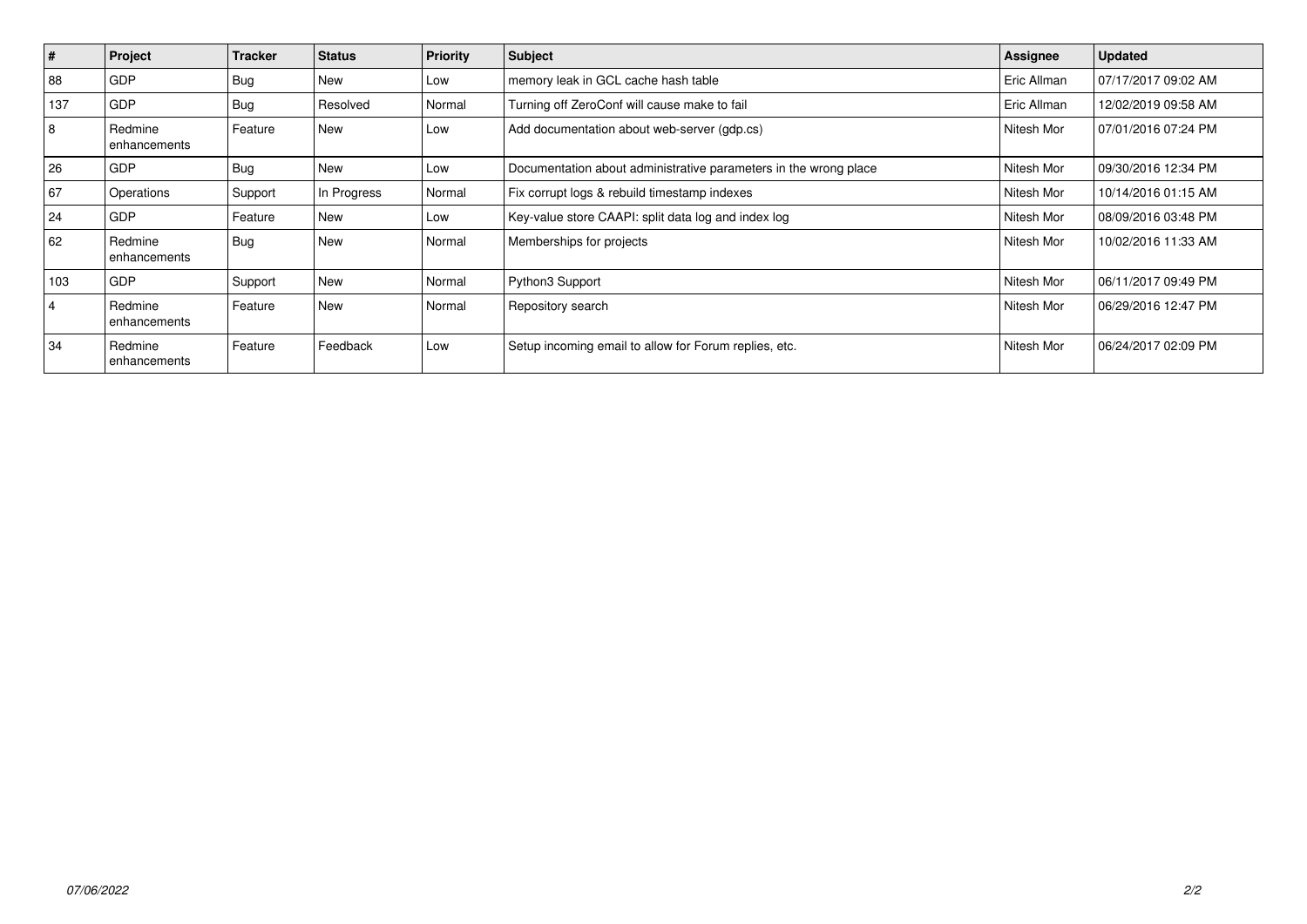| # | Project | Tracker | Status | Priority | Subject | Assignee | Updated |
|---|---|---|---|---|---|---|---|
| 88 | GDP | Bug | New | Low | memory leak in GCL cache hash table | Eric Allman | 07/17/2017 09:02 AM |
| 137 | GDP | Bug | Resolved | Normal | Turning off ZeroConf will cause make to fail | Eric Allman | 12/02/2019 09:58 AM |
| 8 | Redmine enhancements | Feature | New | Low | Add documentation about web-server (gdp.cs) | Nitesh Mor | 07/01/2016 07:24 PM |
| 26 | GDP | Bug | New | Low | Documentation about administrative parameters in the wrong place | Nitesh Mor | 09/30/2016 12:34 PM |
| 67 | Operations | Support | In Progress | Normal | Fix corrupt logs & rebuild timestamp indexes | Nitesh Mor | 10/14/2016 01:15 AM |
| 24 | GDP | Feature | New | Low | Key-value store CAAPI: split data log and index log | Nitesh Mor | 08/09/2016 03:48 PM |
| 62 | Redmine enhancements | Bug | New | Normal | Memberships for projects | Nitesh Mor | 10/02/2016 11:33 AM |
| 103 | GDP | Support | New | Normal | Python3 Support | Nitesh Mor | 06/11/2017 09:49 PM |
| 4 | Redmine enhancements | Feature | New | Normal | Repository search | Nitesh Mor | 06/29/2016 12:47 PM |
| 34 | Redmine enhancements | Feature | Feedback | Low | Setup incoming email to allow for Forum replies, etc. | Nitesh Mor | 06/24/2017 02:09 PM |